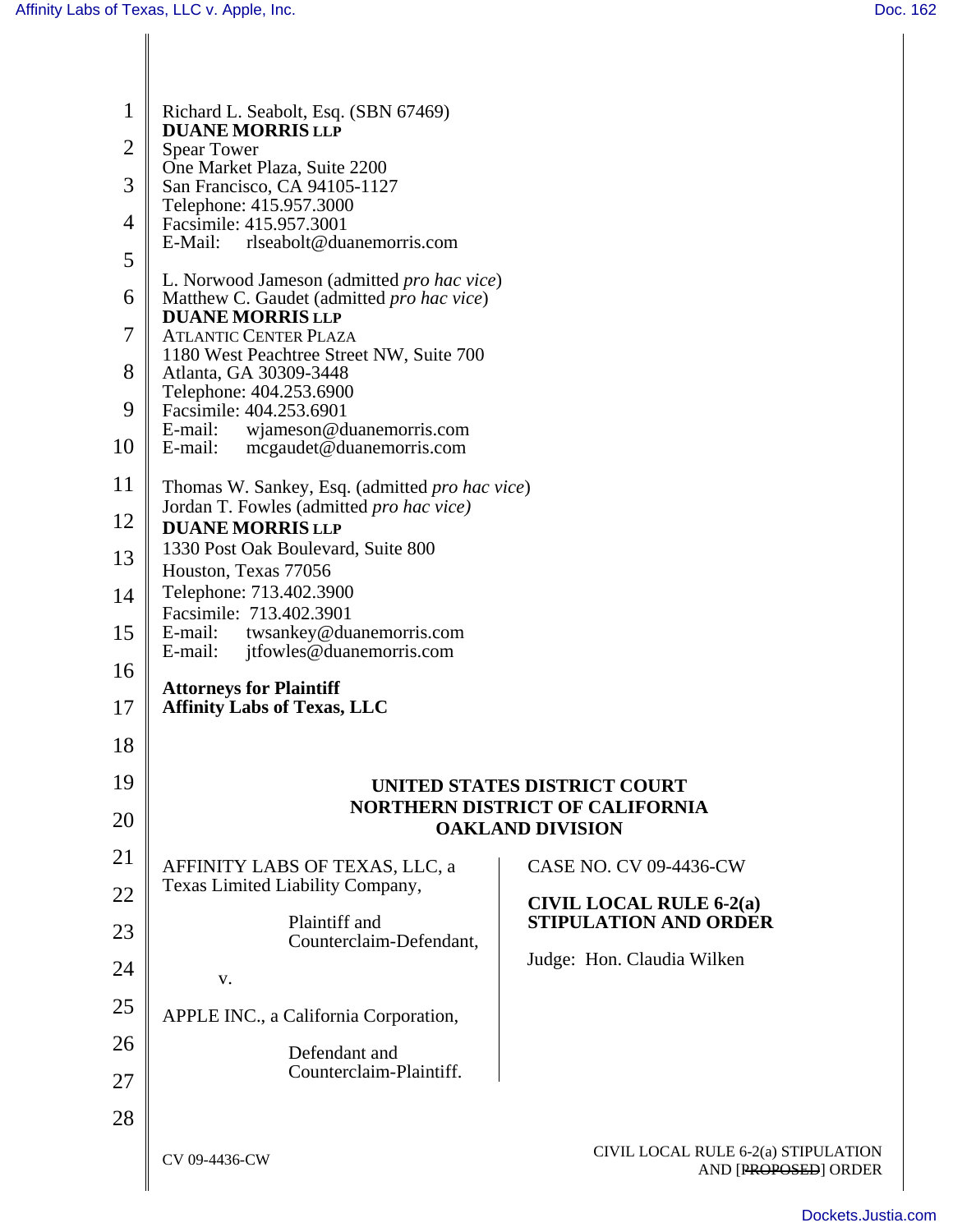Richard L. Seabolt, Esq. (SBN 67469)
**DUANE MORRIS LLP**
Spear Tower
One Market Plaza, Suite 2200
San Francisco, CA 94105-1127
Telephone: 415.957.3000
Facsimile: 415.957.3001
E-Mail: rlseabolt@duanemorris.com

L. Norwood Jameson (admitted *pro hac vice*)
Matthew C. Gaudet (admitted *pro hac vice*)
**DUANE MORRIS LLP**
ATLANTIC CENTER PLAZA
1180 West Peachtree Street NW, Suite 700
Atlanta, GA 30309-3448
Telephone: 404.253.6900
Facsimile: 404.253.6901
E-mail: wjameson@duanemorris.com
E-mail: mcgaudet@duanemorris.com

Thomas W. Sankey, Esq. (admitted *pro hac vice*)
Jordan T. Fowles (admitted *pro hac vice)*
**DUANE MORRIS LLP**
1330 Post Oak Boulevard, Suite 800
Houston, Texas 77056
Telephone: 713.402.3900
Facsimile: 713.402.3901
E-mail: twsankey@duanemorris.com
E-mail: jtfowles@duanemorris.com

**Attorneys for Plaintiff**
**Affinity Labs of Texas, LLC**

**UNITED STATES DISTRICT COURT**
**NORTHERN DISTRICT OF CALIFORNIA**
**OAKLAND DIVISION**

AFFINITY LABS OF TEXAS, LLC, a Texas Limited Liability Company,

Plaintiff and Counterclaim-Defendant,

v.

APPLE INC., a California Corporation,

Defendant and Counterclaim-Plaintiff.

CASE NO. CV 09-4436-CW

**CIVIL LOCAL RULE 6-2(a) STIPULATION AND ORDER**

Judge: Hon. Claudia Wilken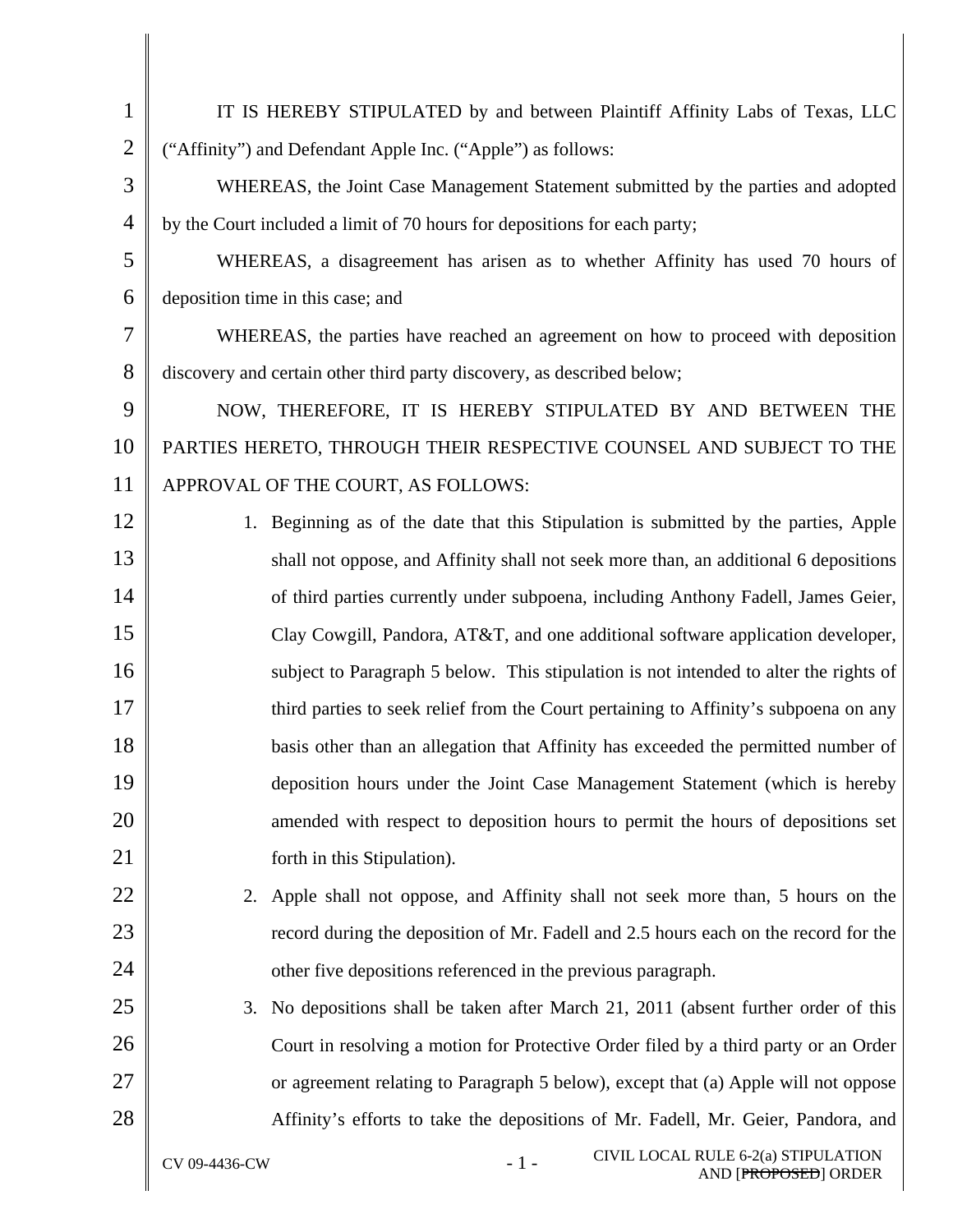IT IS HEREBY STIPULATED by and between Plaintiff Affinity Labs of Texas, LLC ("Affinity") and Defendant Apple Inc. ("Apple") as follows:

WHEREAS, the Joint Case Management Statement submitted by the parties and adopted by the Court included a limit of 70 hours for depositions for each party;

WHEREAS, a disagreement has arisen as to whether Affinity has used 70 hours of deposition time in this case; and

WHEREAS, the parties have reached an agreement on how to proceed with deposition discovery and certain other third party discovery, as described below;

NOW, THEREFORE, IT IS HEREBY STIPULATED BY AND BETWEEN THE PARTIES HERETO, THROUGH THEIR RESPECTIVE COUNSEL AND SUBJECT TO THE APPROVAL OF THE COURT, AS FOLLOWS:

1. Beginning as of the date that this Stipulation is submitted by the parties, Apple shall not oppose, and Affinity shall not seek more than, an additional 6 depositions of third parties currently under subpoena, including Anthony Fadell, James Geier, Clay Cowgill, Pandora, AT&T, and one additional software application developer, subject to Paragraph 5 below. This stipulation is not intended to alter the rights of third parties to seek relief from the Court pertaining to Affinity's subpoena on any basis other than an allegation that Affinity has exceeded the permitted number of deposition hours under the Joint Case Management Statement (which is hereby amended with respect to deposition hours to permit the hours of depositions set forth in this Stipulation).
2. Apple shall not oppose, and Affinity shall not seek more than, 5 hours on the record during the deposition of Mr. Fadell and 2.5 hours each on the record for the other five depositions referenced in the previous paragraph.
3. No depositions shall be taken after March 21, 2011 (absent further order of this Court in resolving a motion for Protective Order filed by a third party or an Order or agreement relating to Paragraph 5 below), except that (a) Apple will not oppose Affinity's efforts to take the depositions of Mr. Fadell, Mr. Geier, Pandora, and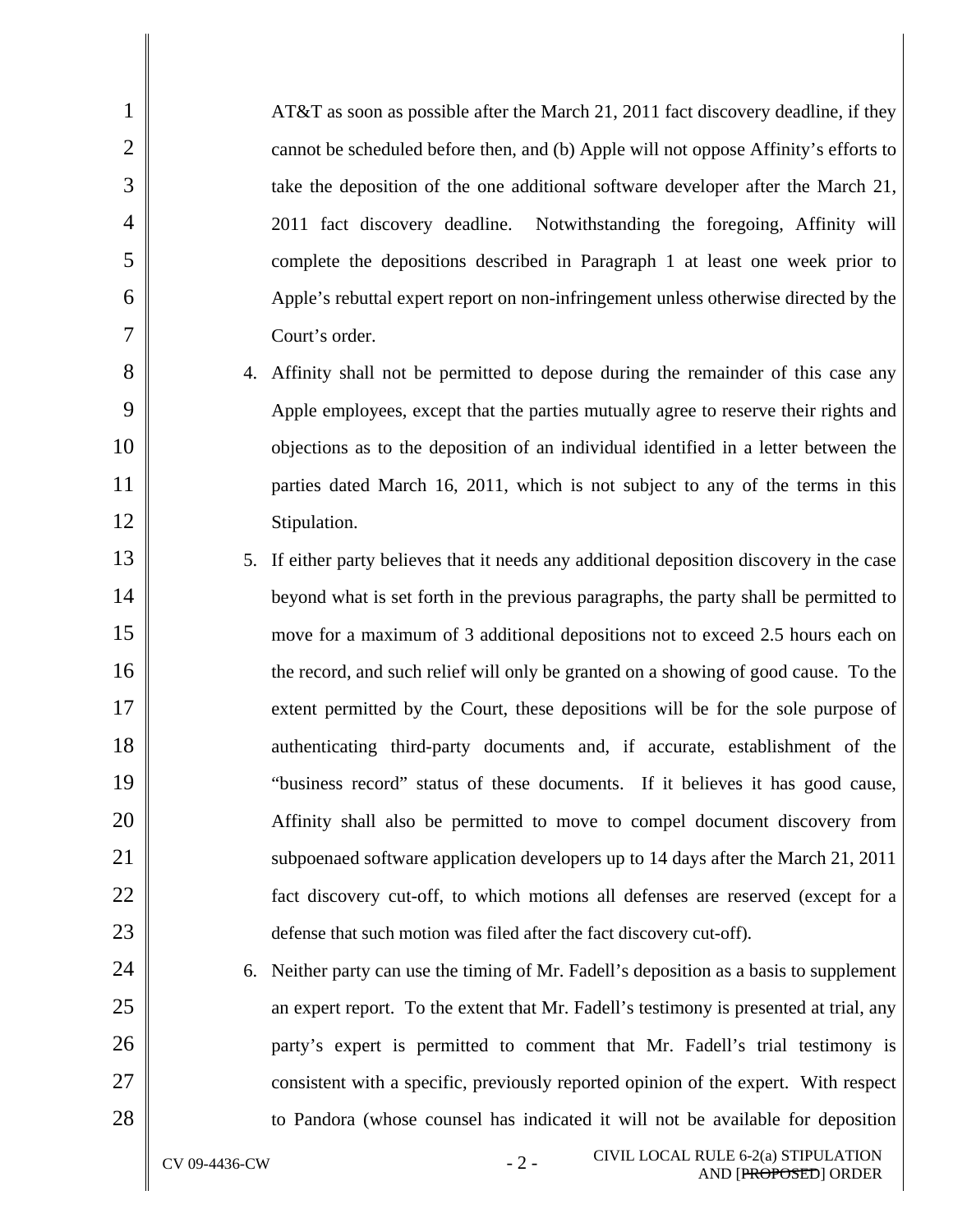AT&T as soon as possible after the March 21, 2011 fact discovery deadline, if they cannot be scheduled before then, and (b) Apple will not oppose Affinity's efforts to take the deposition of the one additional software developer after the March 21, 2011 fact discovery deadline. Notwithstanding the foregoing, Affinity will complete the depositions described in Paragraph 1 at least one week prior to Apple's rebuttal expert report on non-infringement unless otherwise directed by the Court's order.

4. Affinity shall not be permitted to depose during the remainder of this case any Apple employees, except that the parties mutually agree to reserve their rights and objections as to the deposition of an individual identified in a letter between the parties dated March 16, 2011, which is not subject to any of the terms in this Stipulation.

5. If either party believes that it needs any additional deposition discovery in the case beyond what is set forth in the previous paragraphs, the party shall be permitted to move for a maximum of 3 additional depositions not to exceed 2.5 hours each on the record, and such relief will only be granted on a showing of good cause. To the extent permitted by the Court, these depositions will be for the sole purpose of authenticating third-party documents and, if accurate, establishment of the "business record" status of these documents. If it believes it has good cause, Affinity shall also be permitted to move to compel document discovery from subpoenaed software application developers up to 14 days after the March 21, 2011 fact discovery cut-off, to which motions all defenses are reserved (except for a defense that such motion was filed after the fact discovery cut-off).

6. Neither party can use the timing of Mr. Fadell's deposition as a basis to supplement an expert report. To the extent that Mr. Fadell's testimony is presented at trial, any party's expert is permitted to comment that Mr. Fadell's trial testimony is consistent with a specific, previously reported opinion of the expert. With respect to Pandora (whose counsel has indicated it will not be available for deposition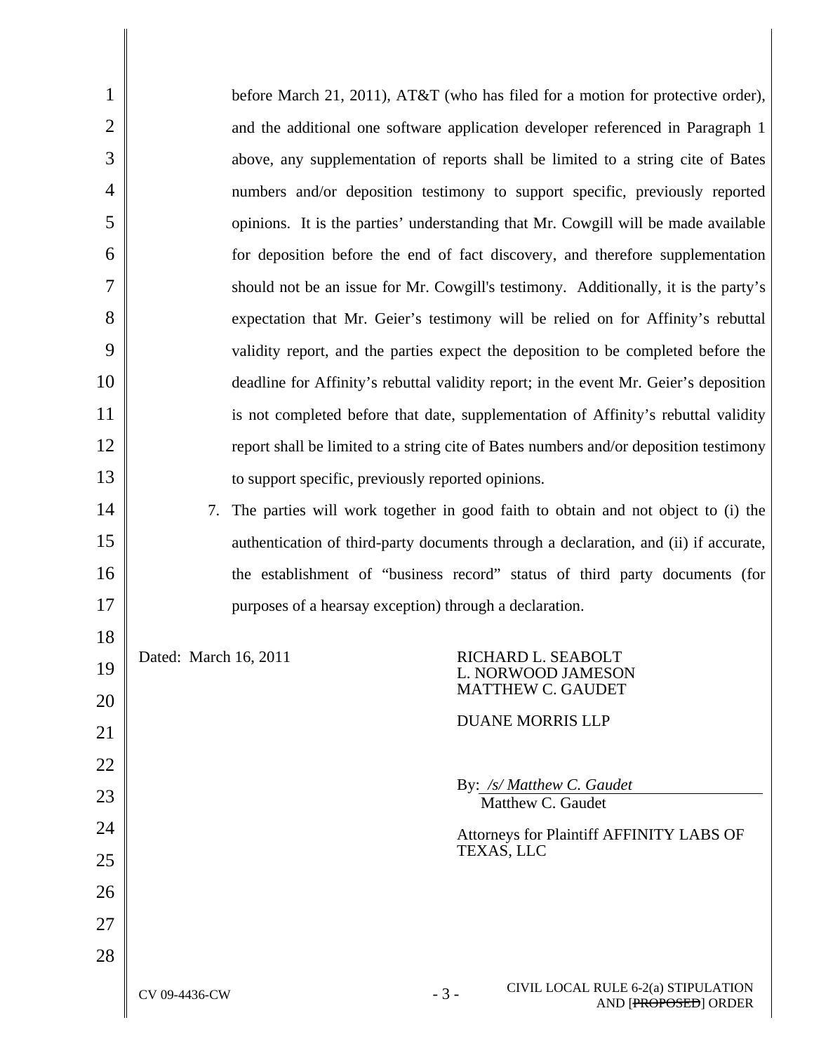before March 21, 2011), AT&T (who has filed for a motion for protective order), and the additional one software application developer referenced in Paragraph 1 above, any supplementation of reports shall be limited to a string cite of Bates numbers and/or deposition testimony to support specific, previously reported opinions. It is the parties' understanding that Mr. Cowgill will be made available for deposition before the end of fact discovery, and therefore supplementation should not be an issue for Mr. Cowgill's testimony. Additionally, it is the party's expectation that Mr. Geier's testimony will be relied on for Affinity's rebuttal validity report, and the parties expect the deposition to be completed before the deadline for Affinity's rebuttal validity report; in the event Mr. Geier's deposition is not completed before that date, supplementation of Affinity's rebuttal validity report shall be limited to a string cite of Bates numbers and/or deposition testimony to support specific, previously reported opinions.

7. The parties will work together in good faith to obtain and not object to (i) the authentication of third-party documents through a declaration, and (ii) if accurate, the establishment of "business record" status of third party documents (for purposes of a hearsay exception) through a declaration.

Dated: March 16, 2011

RICHARD L. SEABOLT
L. NORWOOD JAMESON
MATTHEW C. GAUDET

DUANE MORRIS LLP

By: */s/ Matthew C. Gaudet*
Matthew C. Gaudet

Attorneys for Plaintiff AFFINITY LABS OF TEXAS, LLC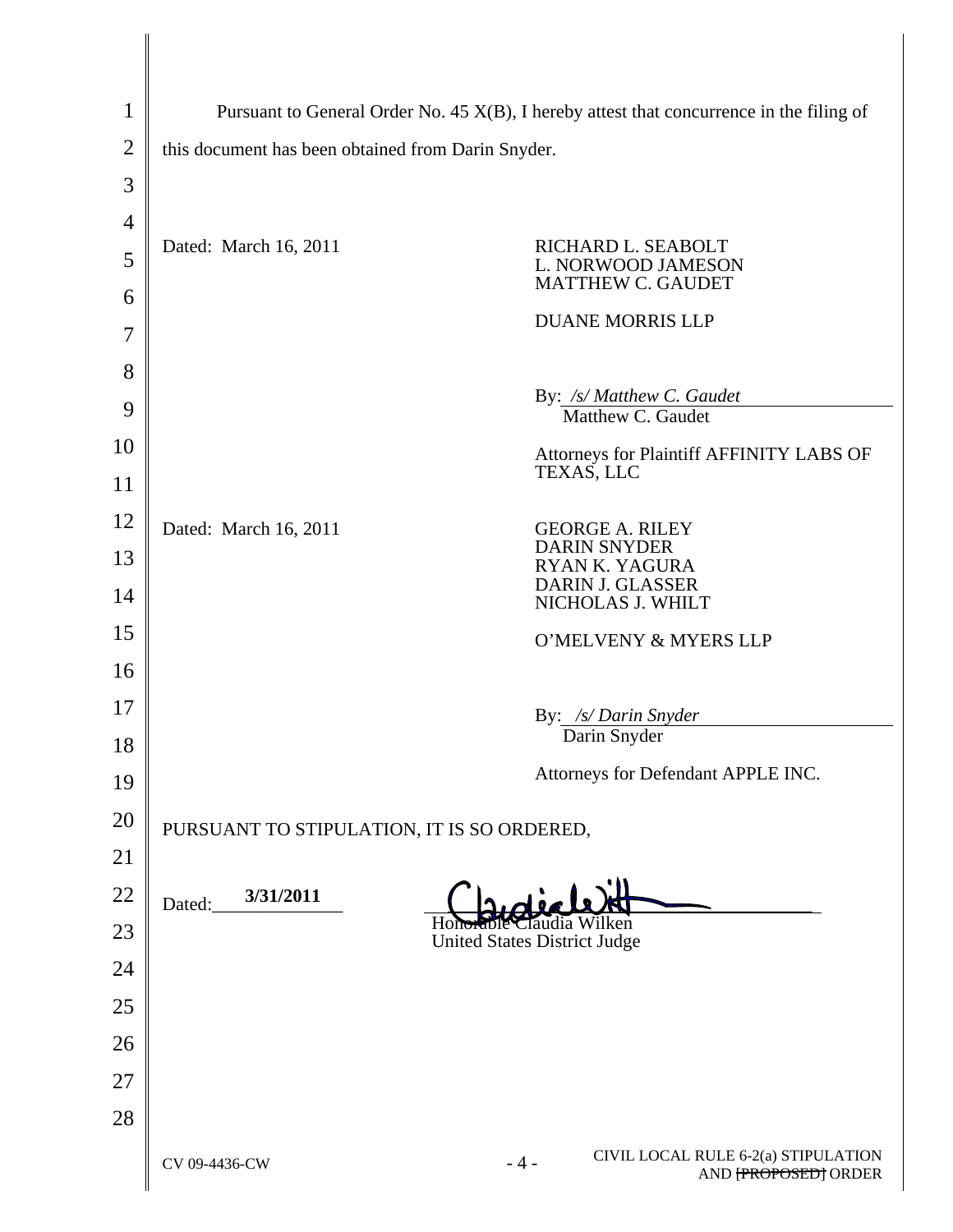Pursuant to General Order No. 45 X(B), I hereby attest that concurrence in the filing of this document has been obtained from Darin Snyder.

Dated: March 16, 2011

RICHARD L. SEABOLT
L. NORWOOD JAMESON
MATTHEW C. GAUDET

DUANE MORRIS LLP

By: */s/ Matthew C. Gaudet*
Matthew C. Gaudet

Attorneys for Plaintiff AFFINITY LABS OF TEXAS, LLC

Dated: March 16, 2011

GEORGE A. RILEY
DARIN SNYDER
RYAN K. YAGURA
DARIN J. GLASSER
NICHOLAS J. WHILT

O'MELVENY & MYERS LLP

By: */s/ Darin Snyder*
Darin Snyder

Attorneys for Defendant APPLE INC.

PURSUANT TO STIPULATION, IT IS SO ORDERED,

Dated: **3/31/2011**

Honorable Claudia Wilken
United States District Judge